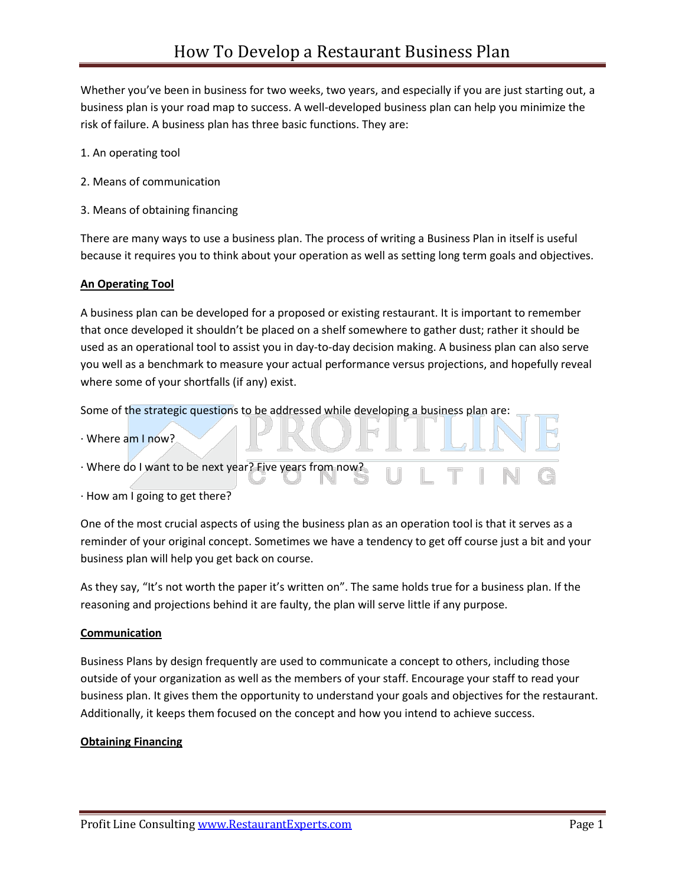# How To Develop a Restaurant Business Plan

Whether you've been in business for two weeks, two years, and especially if you are just starting out, a business plan is your road map to success. A well-developed business plan can help you minimize the risk of failure. A business plan has three basic functions. They are:

1. An operating tool

2. Means of communication

3. Means of obtaining financing

There are many ways to use a business plan. The process of writing a Business Plan in itself is useful because it requires you to think about your operation as well as setting long term goals and objectives.

**An Operating Tool**

A business plan can be developed for a proposed or existing restaurant. It is important to remember that once developed it shouldn't be placed on a shelf somewhere to gather dust; rather it should be used as an operational tool to assist you in day-to-day decision making. A business plan can also serve you well as a benchmark to measure your actual performance versus projections, and hopefully reveal where some of your shortfalls (if any) exist.

Some of the strategic questions to be addressed while developing a business plan are:

· Where am I now?

· Where do I want to be next year? Five years from now?

· How am I going to get there?

One of the most crucial aspects of using the business plan as an operation tool is that it serves as a reminder of your original concept. Sometimes we have a tendency to get off course just a bit and your business plan will help you get back on course.

As they say, "It's not worth the paper it's written on". The same holds true for a business plan. If the reasoning and projections behind it are faulty, the plan will serve little if any purpose.

**Communication**

Business Plans by design frequently are used to communicate a concept to others, including those outside of your organization as well as the members of your staff. Encourage your staff to read your business plan. It gives them the opportunity to understand your goals and objectives for the restaurant. Additionally, it keeps them focused on the concept and how you intend to achieve success.

**Obtaining Financing**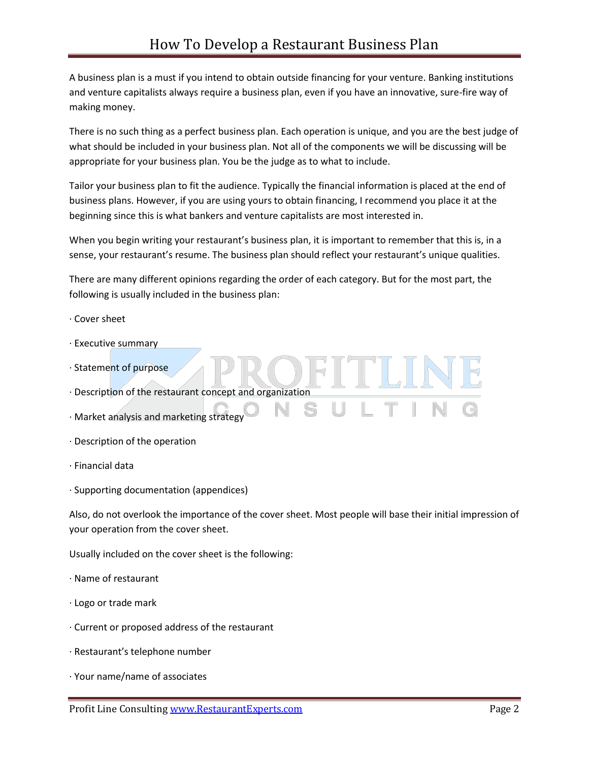A business plan is a must if you intend to obtain outside financing for your venture. Banking institutions and venture capitalists always require a business plan, even if you have an innovative, sure-fire way of making money.

There is no such thing as a perfect business plan. Each operation is unique, and you are the best judge of what should be included in your business plan. Not all of the components we will be discussing will be appropriate for your business plan. You be the judge as to what to include.

Tailor your business plan to fit the audience. Typically the financial information is placed at the end of business plans. However, if you are using yours to obtain financing, I recommend you place it at the beginning since this is what bankers and venture capitalists are most interested in.

When you begin writing your restaurant's business plan, it is important to remember that this is, in a sense, your restaurant's resume. The business plan should reflect your restaurant's unique qualities.

There are many different opinions regarding the order of each category. But for the most part, the following is usually included in the business plan:

- Cover sheet
- Executive summary
- Statement of purpose
- Description of the restaurant concept and organization
- Market analysis and marketing strategy
- Description of the operation
- Financial data
- Supporting documentation (appendices)

Also, do not overlook the importance of the cover sheet. Most people will base their initial impression of your operation from the cover sheet.

Usually included on the cover sheet is the following:

- Name of restaurant
- Logo or trade mark
- Current or proposed address of the restaurant
- Restaurant's telephone number
- Your name/name of associates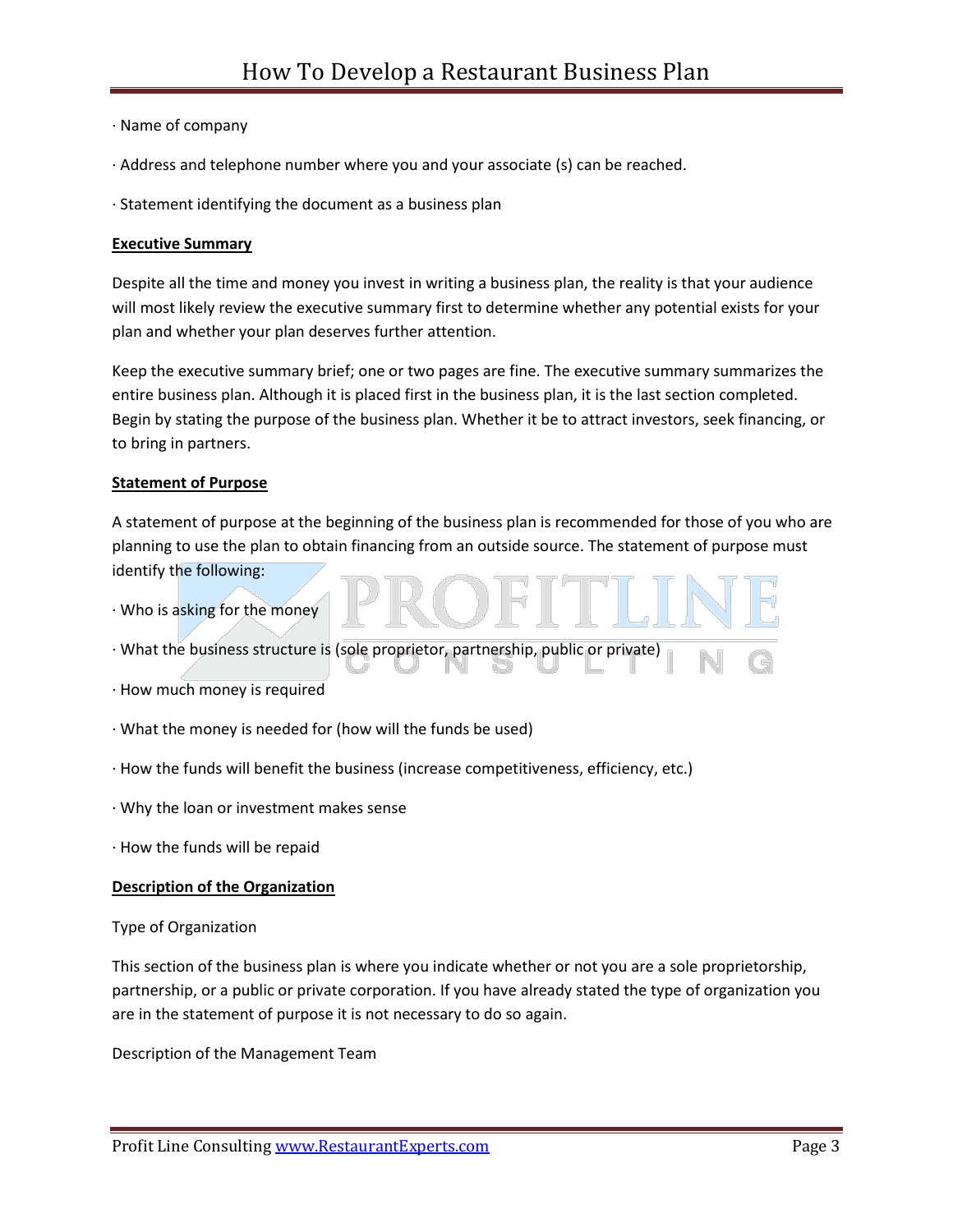· Name of company

· Address and telephone number where you and your associate (s) can be reached.

· Statement identifying the document as a business plan

## Executive Summary

Despite all the time and money you invest in writing a business plan, the reality is that your audience will most likely review the executive summary first to determine whether any potential exists for your plan and whether your plan deserves further attention.

Keep the executive summary brief; one or two pages are fine. The executive summary summarizes the entire business plan. Although it is placed first in the business plan, it is the last section completed. Begin by stating the purpose of the business plan. Whether it be to attract investors, seek financing, or to bring in partners.

## Statement of Purpose

A statement of purpose at the beginning of the business plan is recommended for those of you who are planning to use the plan to obtain financing from an outside source. The statement of purpose must identify the following:

· Who is asking for the money

· What the business structure is (sole proprietor, partnership, public or private)

· How much money is required

· What the money is needed for (how will the funds be used)

· How the funds will benefit the business (increase competitiveness, efficiency, etc.)

· Why the loan or investment makes sense

· How the funds will be repaid

## Description of the Organization

Type of Organization

This section of the business plan is where you indicate whether or not you are a sole proprietorship, partnership, or a public or private corporation. If you have already stated the type of organization you are in the statement of purpose it is not necessary to do so again.

Description of the Management Team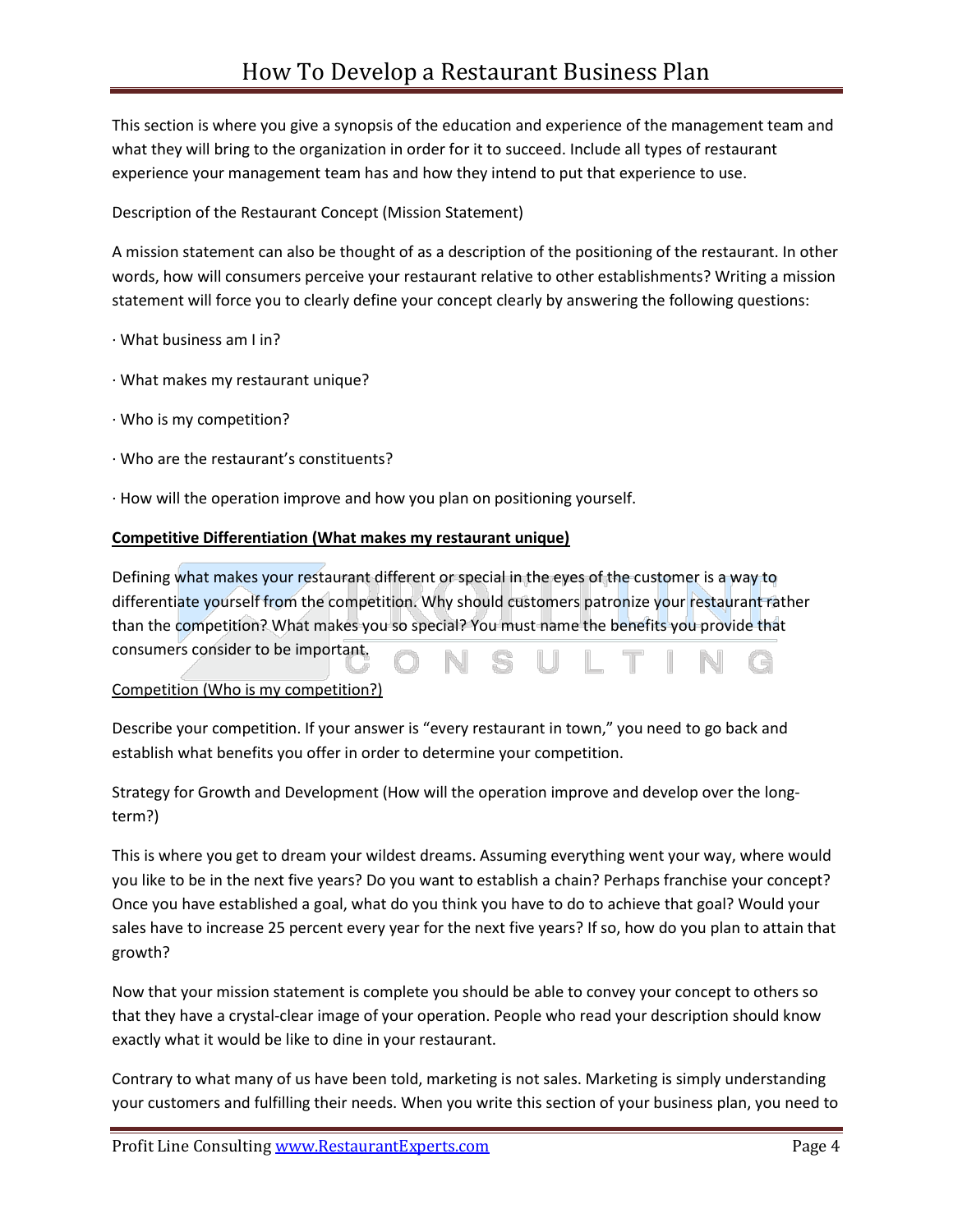This section is where you give a synopsis of the education and experience of the management team and what they will bring to the organization in order for it to succeed. Include all types of restaurant experience your management team has and how they intend to put that experience to use.

Description of the Restaurant Concept (Mission Statement)

A mission statement can also be thought of as a description of the positioning of the restaurant. In other words, how will consumers perceive your restaurant relative to other establishments? Writing a mission statement will force you to clearly define your concept clearly by answering the following questions:

· What business am I in?

· What makes my restaurant unique?

· Who is my competition?

· Who are the restaurant's constituents?

· How will the operation improve and how you plan on positioning yourself.

**Competitive Differentiation (What makes my restaurant unique)**

Defining what makes your restaurant different or special in the eyes of the customer is a way to differentiate yourself from the competition. Why should customers patronize your restaurant rather than the competition? What makes you so special? You must name the benefits you provide that consumers consider to be important.

Competition (Who is my competition?)

Describe your competition. If your answer is "every restaurant in town," you need to go back and establish what benefits you offer in order to determine your competition.

Strategy for Growth and Development (How will the operation improve and develop over the long-term?)

This is where you get to dream your wildest dreams. Assuming everything went your way, where would you like to be in the next five years? Do you want to establish a chain? Perhaps franchise your concept? Once you have established a goal, what do you think you have to do to achieve that goal? Would your sales have to increase 25 percent every year for the next five years? If so, how do you plan to attain that growth?

Now that your mission statement is complete you should be able to convey your concept to others so that they have a crystal-clear image of your operation. People who read your description should know exactly what it would be like to dine in your restaurant.

Contrary to what many of us have been told, marketing is not sales. Marketing is simply understanding your customers and fulfilling their needs. When you write this section of your business plan, you need to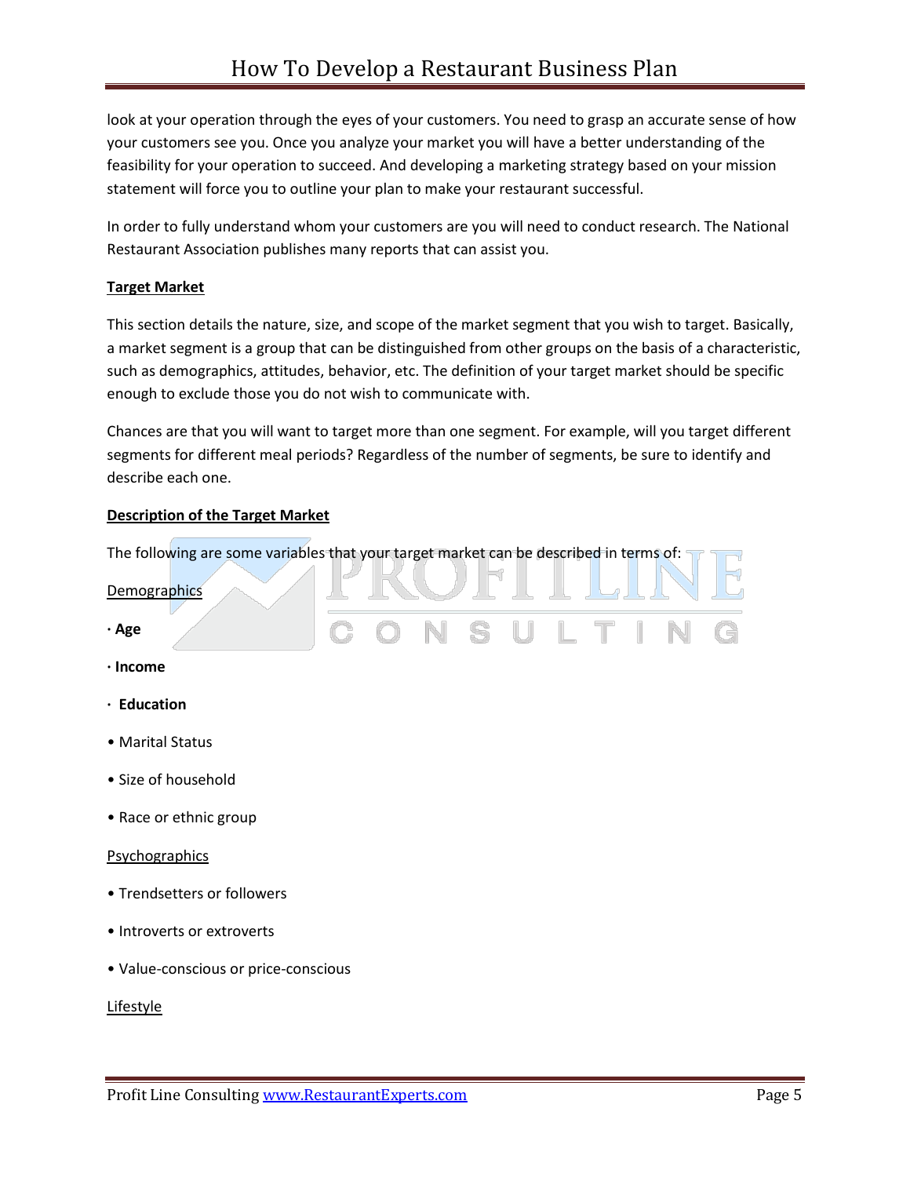look at your operation through the eyes of your customers. You need to grasp an accurate sense of how your customers see you. Once you analyze your market you will have a better understanding of the feasibility for your operation to succeed. And developing a marketing strategy based on your mission statement will force you to outline your plan to make your restaurant successful.

In order to fully understand whom your customers are you will need to conduct research. The National Restaurant Association publishes many reports that can assist you.

**Target Market**

This section details the nature, size, and scope of the market segment that you wish to target. Basically, a market segment is a group that can be distinguished from other groups on the basis of a characteristic, such as demographics, attitudes, behavior, etc. The definition of your target market should be specific enough to exclude those you do not wish to communicate with.

Chances are that you will want to target more than one segment. For example, will you target different segments for different meal periods? Regardless of the number of segments, be sure to identify and describe each one.

**Description of the Target Market**

The following are some variables that your target market can be described in terms of:

Demographics

- **Age**
- **Income**
- **Education**
- Marital Status
- Size of household
- Race or ethnic group

Psychographics

- Trendsetters or followers
- Introverts or extroverts
- Value-conscious or price-conscious

Lifestyle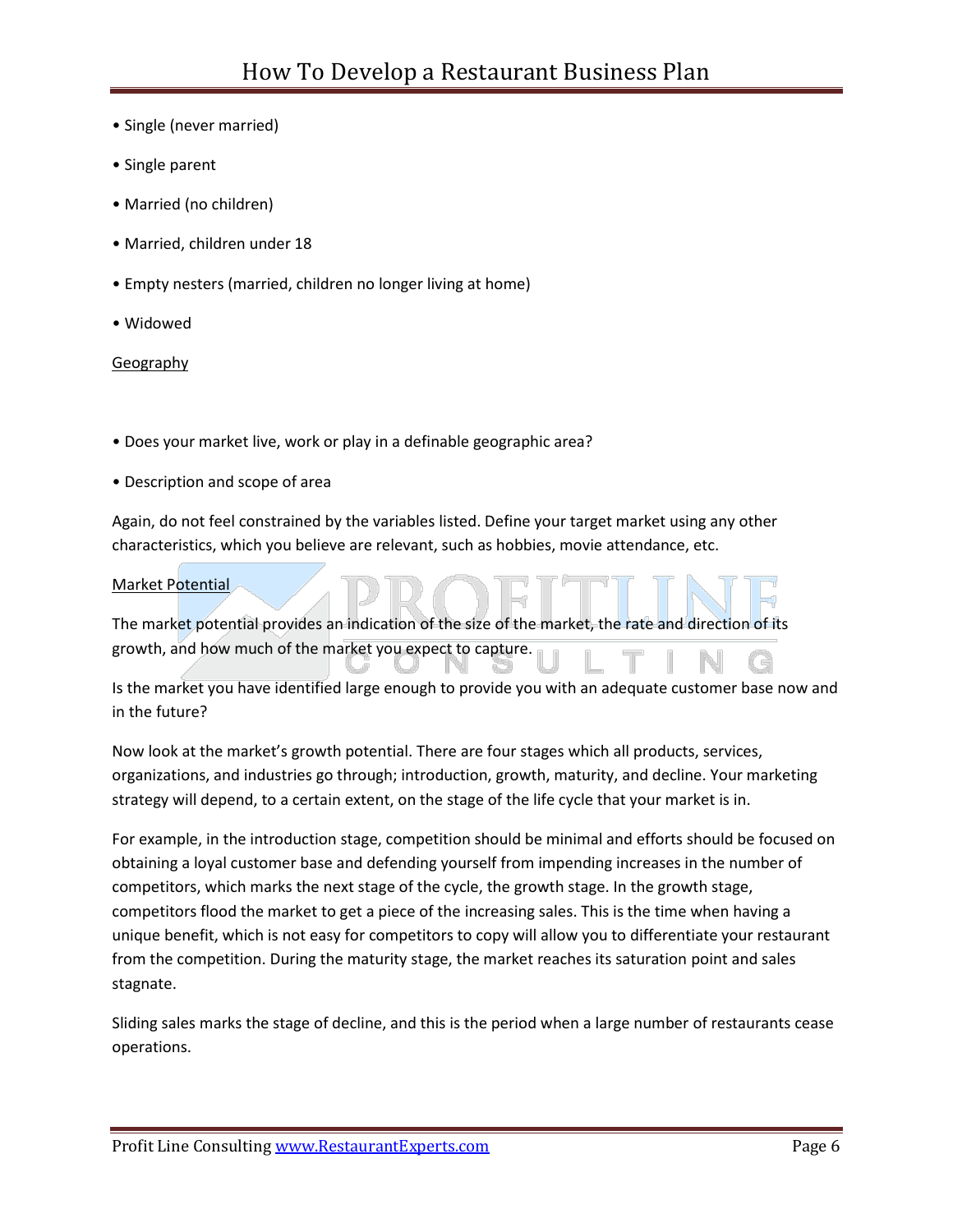- Single (never married)
- Single parent
- Married (no children)
- Married, children under 18
- Empty nesters (married, children no longer living at home)
- Widowed

<u>Geography</u>

- Does your market live, work or play in a definable geographic area?
- Description and scope of area

Again, do not feel constrained by the variables listed. Define your target market using any other characteristics, which you believe are relevant, such as hobbies, movie attendance, etc.

<u>Market Potential</u>

The market potential provides an indication of the size of the market, the rate and direction of its growth, and how much of the market you expect to capture.

Is the market you have identified large enough to provide you with an adequate customer base now and in the future?

Now look at the market's growth potential. There are four stages which all products, services, organizations, and industries go through; introduction, growth, maturity, and decline. Your marketing strategy will depend, to a certain extent, on the stage of the life cycle that your market is in.

For example, in the introduction stage, competition should be minimal and efforts should be focused on obtaining a loyal customer base and defending yourself from impending increases in the number of competitors, which marks the next stage of the cycle, the growth stage. In the growth stage, competitors flood the market to get a piece of the increasing sales. This is the time when having a unique benefit, which is not easy for competitors to copy will allow you to differentiate your restaurant from the competition. During the maturity stage, the market reaches its saturation point and sales stagnate.

Sliding sales marks the stage of decline, and this is the period when a large number of restaurants cease operations.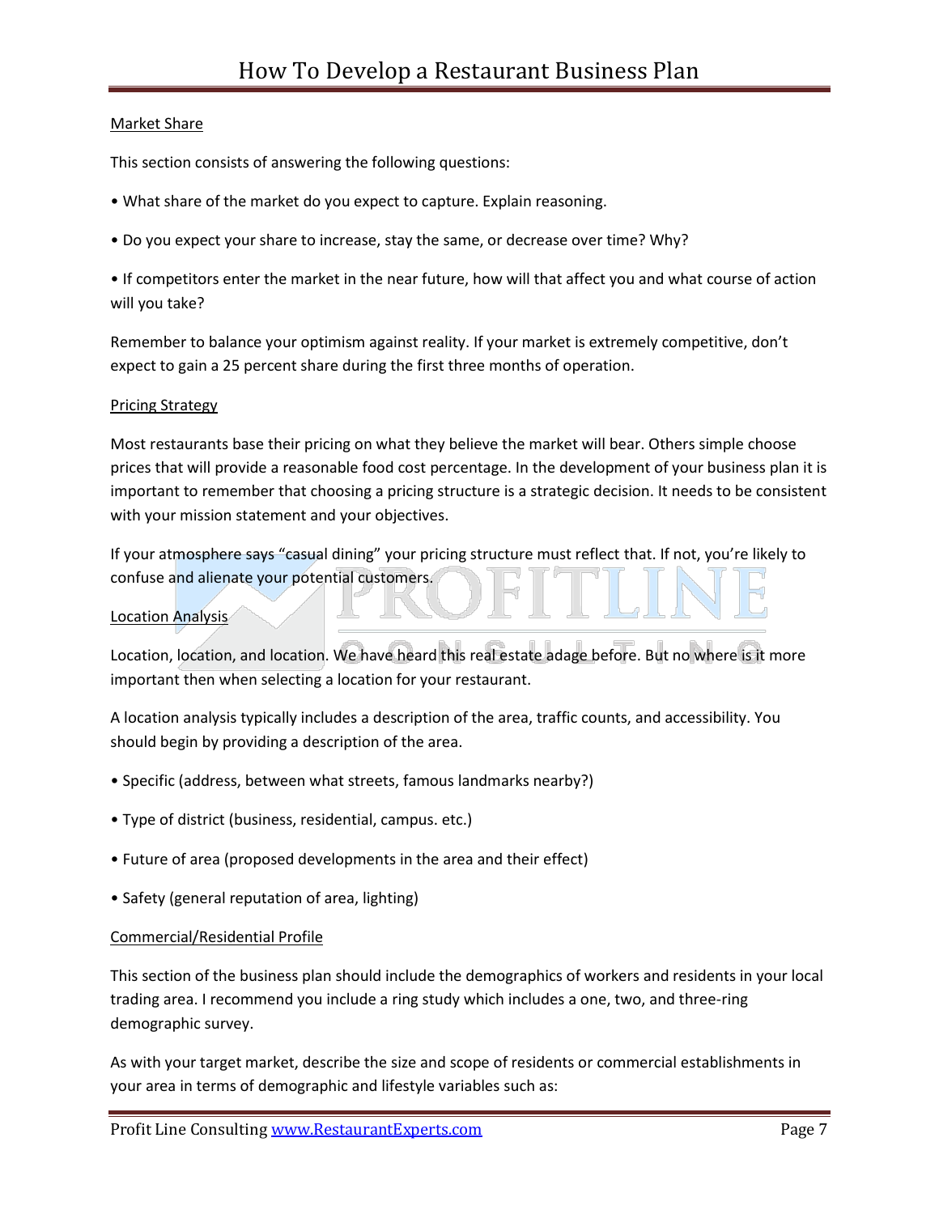## Market Share

This section consists of answering the following questions:

- What share of the market do you expect to capture. Explain reasoning.

- Do you expect your share to increase, stay the same, or decrease over time? Why?

- If competitors enter the market in the near future, how will that affect you and what course of action will you take?

Remember to balance your optimism against reality. If your market is extremely competitive, don't expect to gain a 25 percent share during the first three months of operation.

## Pricing Strategy

Most restaurants base their pricing on what they believe the market will bear. Others simple choose prices that will provide a reasonable food cost percentage. In the development of your business plan it is important to remember that choosing a pricing structure is a strategic decision. It needs to be consistent with your mission statement and your objectives.

If your atmosphere says "casual dining" your pricing structure must reflect that. If not, you're likely to confuse and alienate your potential customers.

## Location Analysis

Location, location, and location. We have heard this real estate adage before. But no where is it more important then when selecting a location for your restaurant.

A location analysis typically includes a description of the area, traffic counts, and accessibility. You should begin by providing a description of the area.

- Specific (address, between what streets, famous landmarks nearby?)

- Type of district (business, residential, campus. etc.)

- Future of area (proposed developments in the area and their effect)

- Safety (general reputation of area, lighting)

## Commercial/Residential Profile

This section of the business plan should include the demographics of workers and residents in your local trading area. I recommend you include a ring study which includes a one, two, and three-ring demographic survey.

As with your target market, describe the size and scope of residents or commercial establishments in your area in terms of demographic and lifestyle variables such as: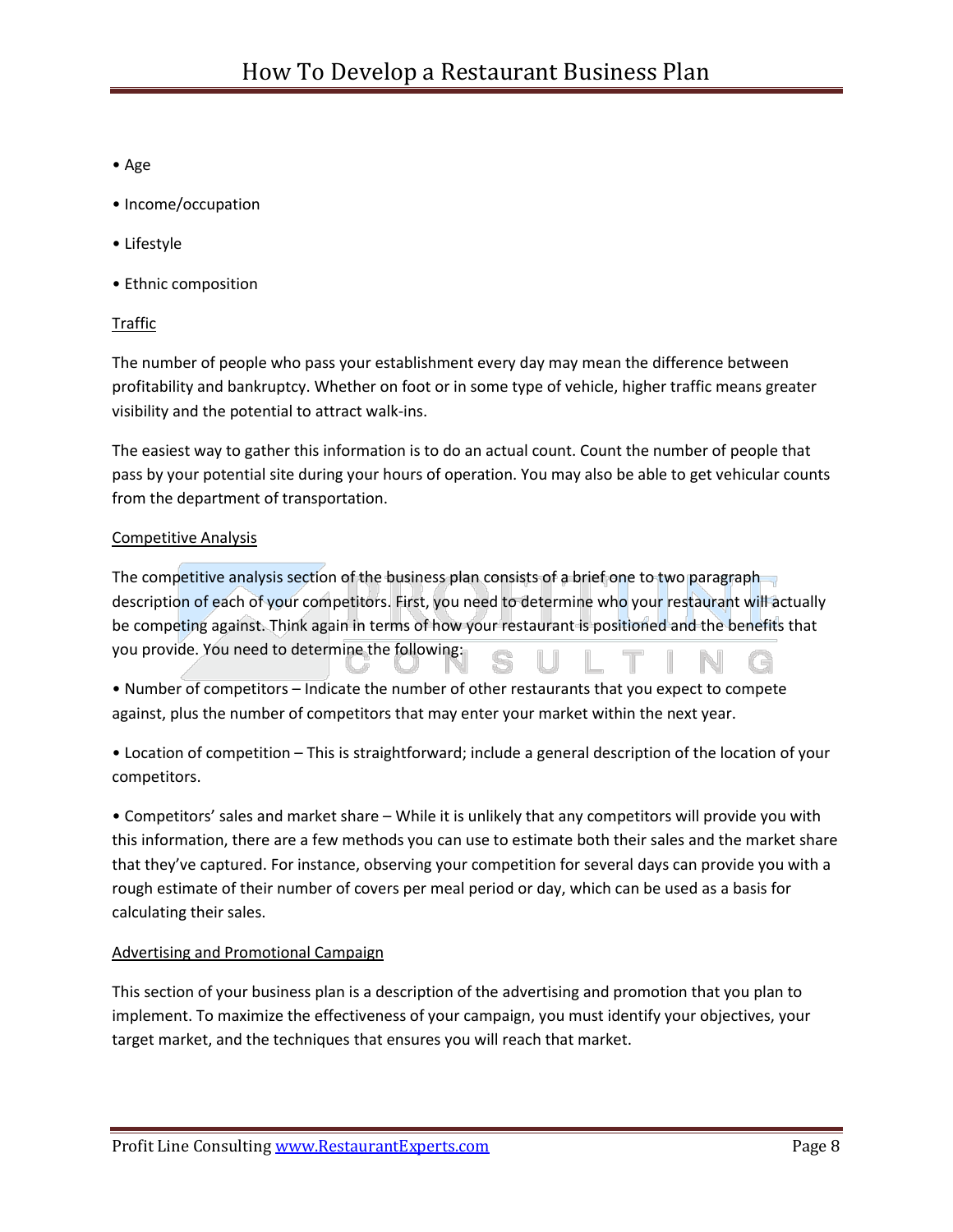- Age
- Income/occupation
- Lifestyle
- Ethnic composition

Traffic

The number of people who pass your establishment every day may mean the difference between profitability and bankruptcy. Whether on foot or in some type of vehicle, higher traffic means greater visibility and the potential to attract walk-ins.

The easiest way to gather this information is to do an actual count. Count the number of people that pass by your potential site during your hours of operation. You may also be able to get vehicular counts from the department of transportation.

Competitive Analysis

The competitive analysis section of the business plan consists of a brief one to two paragraph description of each of your competitors. First, you need to determine who your restaurant will actually be competing against. Think again in terms of how your restaurant is positioned and the benefits that you provide. You need to determine the following:

- Number of competitors – Indicate the number of other restaurants that you expect to compete against, plus the number of competitors that may enter your market within the next year.

- Location of competition – This is straightforward; include a general description of the location of your competitors.

- Competitors' sales and market share – While it is unlikely that any competitors will provide you with this information, there are a few methods you can use to estimate both their sales and the market share that they've captured. For instance, observing your competition for several days can provide you with a rough estimate of their number of covers per meal period or day, which can be used as a basis for calculating their sales.

Advertising and Promotional Campaign

This section of your business plan is a description of the advertising and promotion that you plan to implement. To maximize the effectiveness of your campaign, you must identify your objectives, your target market, and the techniques that ensures you will reach that market.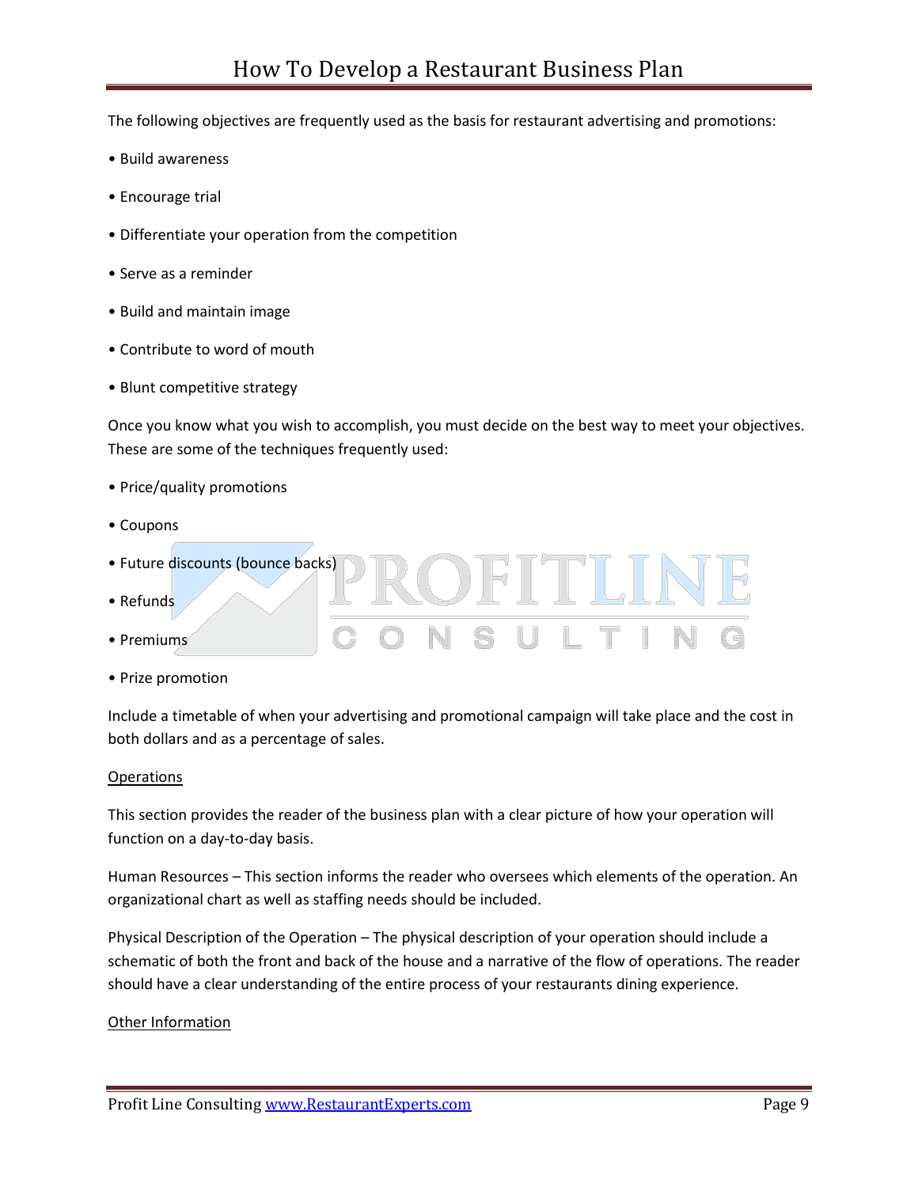The following objectives are frequently used as the basis for restaurant advertising and promotions:

• Build awareness

• Encourage trial

• Differentiate your operation from the competition

• Serve as a reminder

• Build and maintain image

• Contribute to word of mouth

• Blunt competitive strategy

Once you know what you wish to accomplish, you must decide on the best way to meet your objectives. These are some of the techniques frequently used:

• Price/quality promotions

• Coupons

• Future discounts (bounce backs)

• Refunds

• Premiums

• Prize promotion

Include a timetable of when your advertising and promotional campaign will take place and the cost in both dollars and as a percentage of sales.

<u>Operations</u>

This section provides the reader of the business plan with a clear picture of how your operation will function on a day-to-day basis.

Human Resources – This section informs the reader who oversees which elements of the operation. An organizational chart as well as staffing needs should be included.

Physical Description of the Operation – The physical description of your operation should include a schematic of both the front and back of the house and a narrative of the flow of operations. The reader should have a clear understanding of the entire process of your restaurants dining experience.

<u>Other Information</u>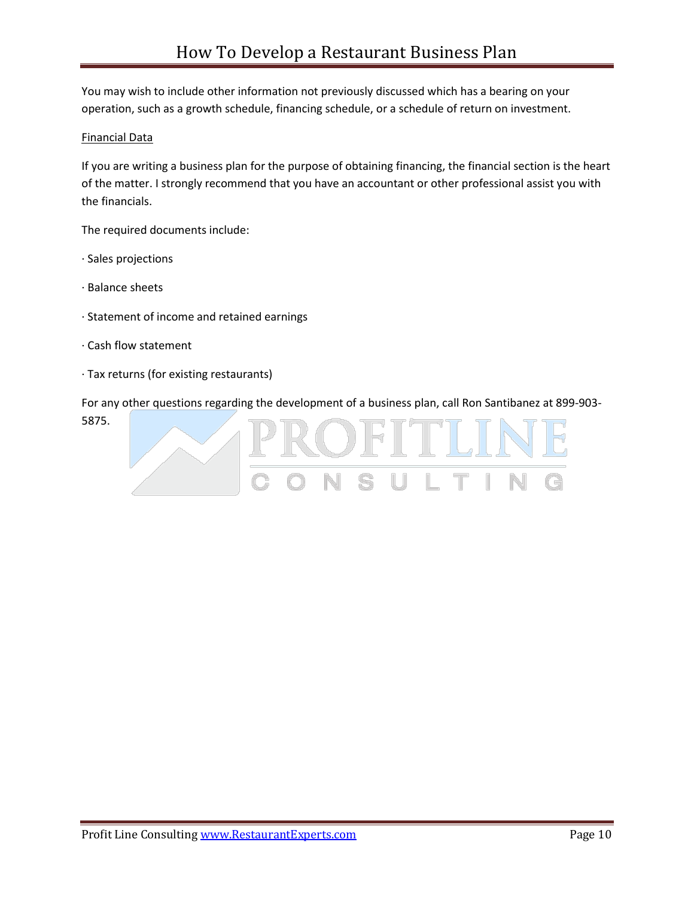You may wish to include other information not previously discussed which has a bearing on your operation, such as a growth schedule, financing schedule, or a schedule of return on investment.

Financial Data

If you are writing a business plan for the purpose of obtaining financing, the financial section is the heart of the matter. I strongly recommend that you have an accountant or other professional assist you with the financials.

The required documents include:

· Sales projections

· Balance sheets

· Statement of income and retained earnings

· Cash flow statement

· Tax returns (for existing restaurants)

For any other questions regarding the development of a business plan, call Ron Santibanez at 899-903-5875.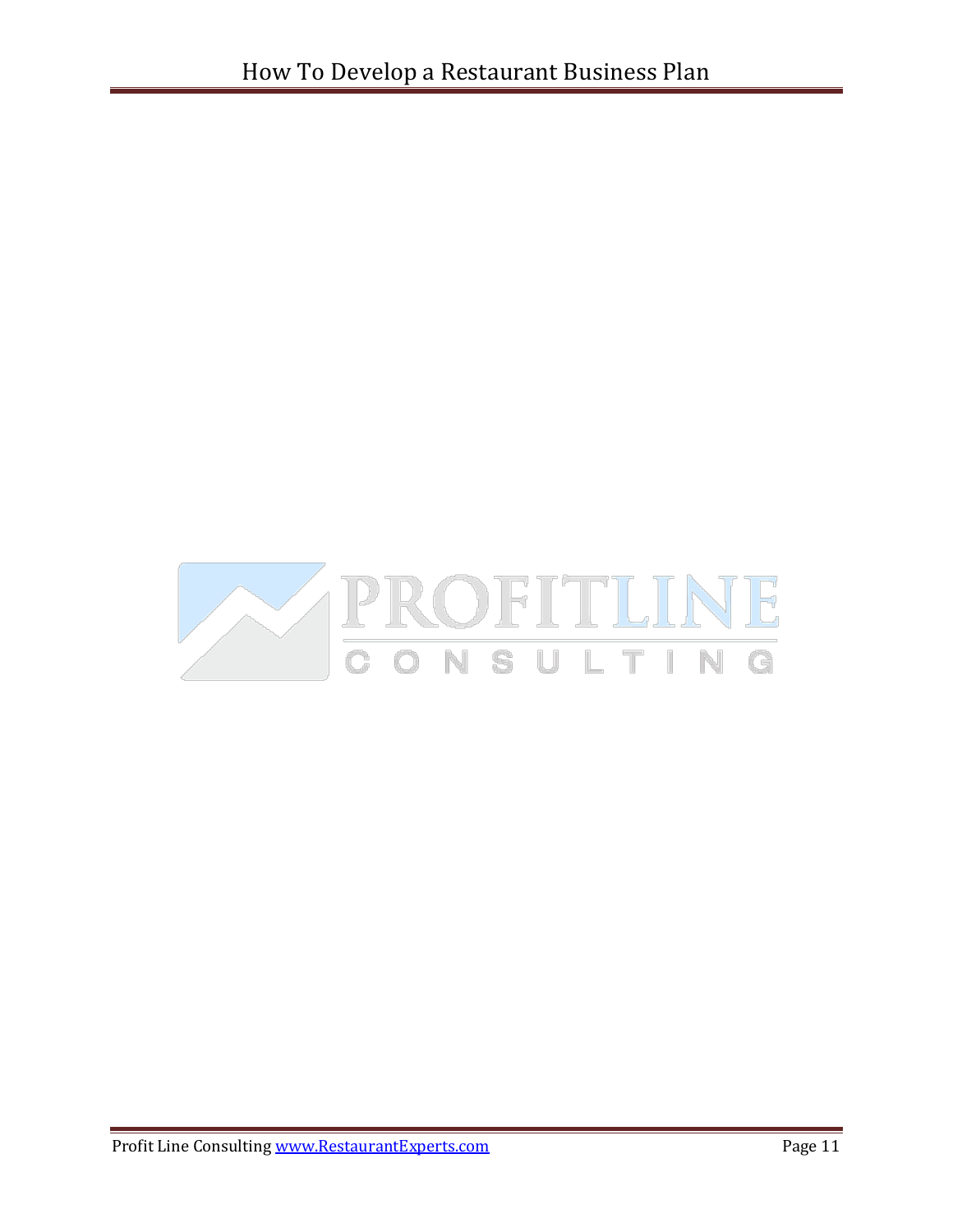PROFITLINE

CONSULTING